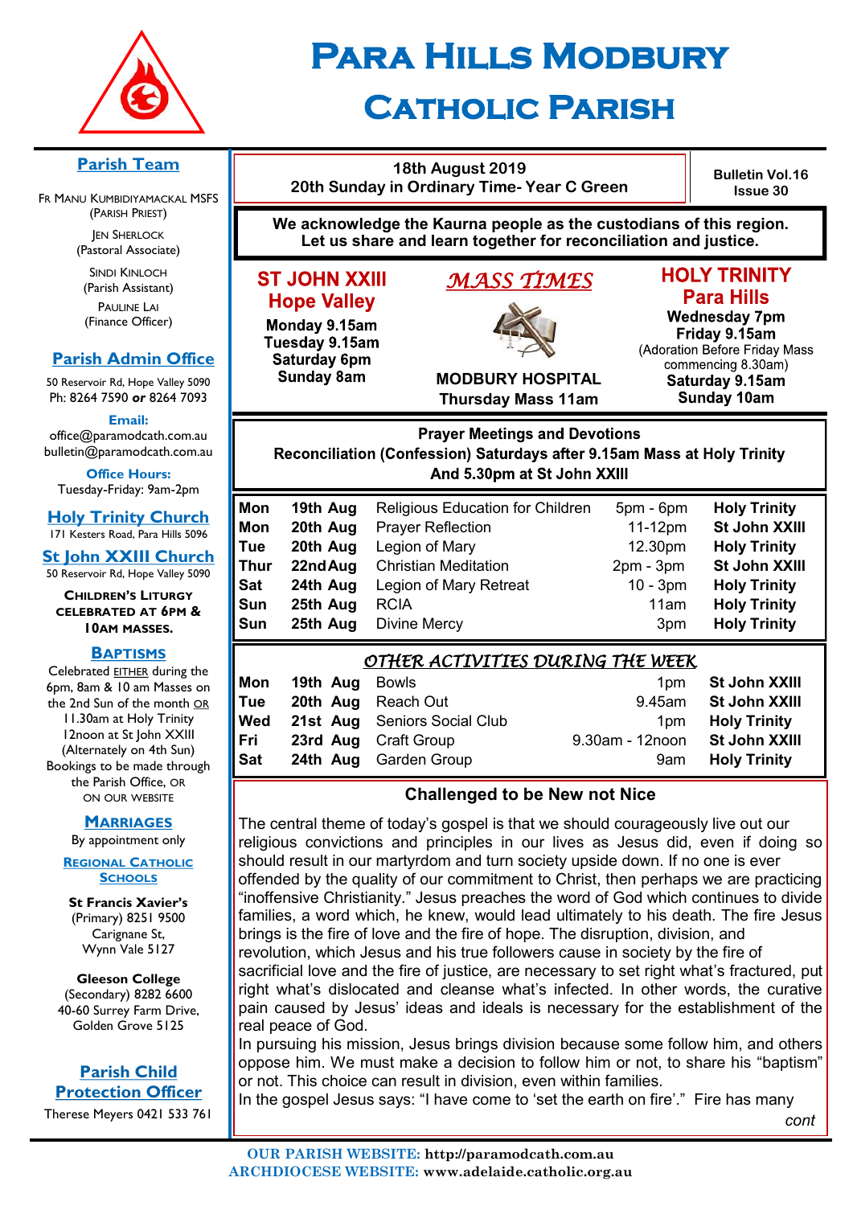# Para Hills Modbury Catholic Parish

## Parish Team

Fr Manu Kumbidiyamackal MSFS
(Parish Priest)

Jen Sherlock
(Pastoral Associate)

Sindi Kinloch
(Parish Assistant)

Pauline Lai
(Finance Officer)

## Parish Admin Office

50 Reservoir Rd, Hope Valley 5090
Ph: 8264 7590 **or** 8264 7093

**Email:**
office@paramodcath.com.au
bulletin@paramodcath.com.au

**Office Hours:**
Tuesday-Friday: 9am-2pm

## Holy Trinity Church

171 Kesters Road, Para Hills 5096

## St John XXIII Church

50 Reservoir Rd, Hope Valley 5090

**Children's Liturgy celebrated at 6pm & 10am Masses.**

## Baptisms

Celebrated EITHER during the 6pm, 8am & 10 am Masses on the 2nd Sun of the month OR 11.30am at Holy Trinity 12noon at St John XXIII (Alternately on 4th Sun) Bookings to be made through the Parish Office, OR ON OUR WEBSITE

## Marriages

By appointment only

## Regional Catholic Schools

**St Francis Xavier's**
(Primary) 8251 9500
Carignane St,
Wynn Vale 5127

**Gleeson College**
(Secondary) 8282 6600
40-60 Surrey Farm Drive,
Golden Grove 5125

## Parish Child Protection Officer

Therese Meyers 0421 533 761

---

**18th August 2019**
**20th Sunday in Ordinary Time- Year C Green**

**Bulletin Vol.16 Issue 30**

**We acknowledge the Kaurna people as the custodians of this region. Let us share and learn together for reconciliation and justice.**

## *Mass Times*

**ST JOHN XXIII Hope Valley**
Monday 9.15am
Tuesday 9.15am
Saturday 6pm
Sunday 8am

**MODBURY HOSPITAL**
Thursday Mass 11am

**HOLY TRINITY Para Hills**
Wednesday 7pm
Friday 9.15am
(Adoration Before Friday Mass commencing 8.30am)
Saturday 9.15am
Sunday 10am

## Prayer Meetings and Devotions

**Reconciliation (Confession) Saturdays after 9.15am Mass at Holy Trinity And 5.30pm at St John XXIII**

| | | | | |
|---|---|---|---|---|
| Mon | 19th Aug | Religious Education for Children | 5pm - 6pm | Holy Trinity |
| Mon | 20th Aug | Prayer Reflection | 11-12pm | St John XXIII |
| Tue | 20th Aug | Legion of Mary | 12.30pm | Holy Trinity |
| Thur | 22nd Aug | Christian Meditation | 2pm - 3pm | St John XXIII |
| Sat | 24th Aug | Legion of Mary Retreat | 10 - 3pm | Holy Trinity |
| Sun | 25th Aug | RCIA | 11am | Holy Trinity |
| Sun | 25th Aug | Divine Mercy | 3pm | Holy Trinity |

## *Other Activities During The Week*

| | | | | |
|---|---|---|---|---|
| Mon | 19th Aug | Bowls | 1pm | St John XXIII |
| Tue | 20th Aug | Reach Out | 9.45am | St John XXIII |
| Wed | 21st Aug | Seniors Social Club | 1pm | Holy Trinity |
| Fri | 23rd Aug | Craft Group | 9.30am - 12noon | St John XXIII |
| Sat | 24th Aug | Garden Group | 9am | Holy Trinity |

## Challenged to be New not Nice

The central theme of today's gospel is that we should courageously live out our religious convictions and principles in our lives as Jesus did, even if doing so should result in our martyrdom and turn society upside down. If no one is ever offended by the quality of our commitment to Christ, then perhaps we are practicing "inoffensive Christianity." Jesus preaches the word of God which continues to divide families, a word which, he knew, would lead ultimately to his death. The fire Jesus brings is the fire of love and the fire of hope. The disruption, division, and revolution, which Jesus and his true followers cause in society by the fire of sacrificial love and the fire of justice, are necessary to set right what's fractured, put right what's dislocated and cleanse what's infected. In other words, the curative pain caused by Jesus' ideas and ideals is necessary for the establishment of the real peace of God.
In pursuing his mission, Jesus brings division because some follow him, and others oppose him. We must make a decision to follow him or not, to share his "baptism" or not. This choice can result in division, even within families.
In the gospel Jesus says: "I have come to 'set the earth on fire'." Fire has many

*cont*

**OUR PARISH WEBSITE:** http://paramodcath.com.au
**ARCHDIOCESE WEBSITE:** www.adelaide.catholic.org.au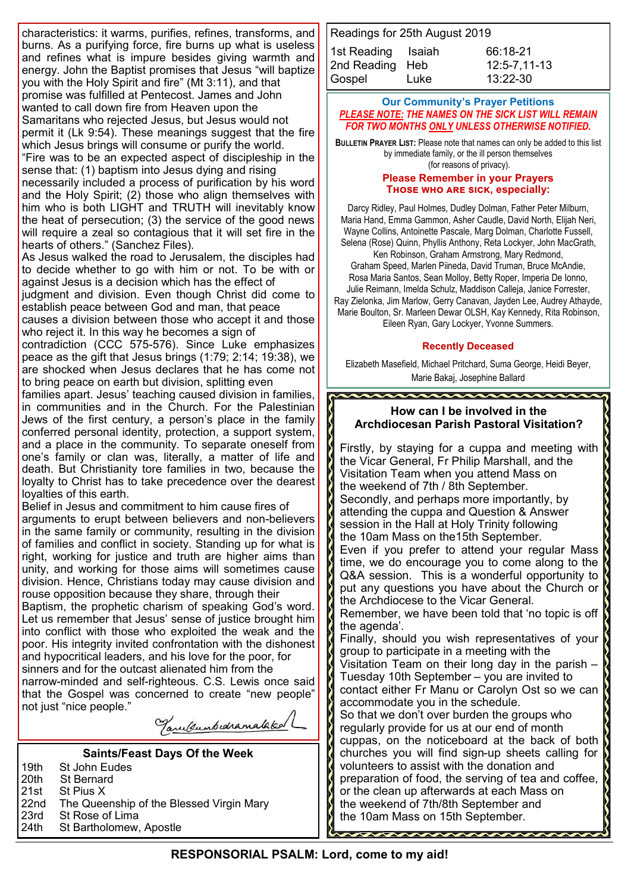characteristics: it warms, purifies, refines, transforms, and burns. As a purifying force, fire burns up what is useless and refines what is impure besides giving warmth and energy. John the Baptist promises that Jesus "will baptize you with the Holy Spirit and fire" (Mt 3:11), and that promise was fulfilled at Pentecost. James and John wanted to call down fire from Heaven upon the Samaritans who rejected Jesus, but Jesus would not permit it (Lk 9:54). These meanings suggest that the fire which Jesus brings will consume or purify the world.

"Fire was to be an expected aspect of discipleship in the sense that: (1) baptism into Jesus dying and rising necessarily included a process of purification by his word and the Holy Spirit; (2) those who align themselves with him who is both LIGHT and TRUTH will inevitably know the heat of persecution; (3) the service of the good news will require a zeal so contagious that it will set fire in the hearts of others." (Sanchez Files).

As Jesus walked the road to Jerusalem, the disciples had to decide whether to go with him or not. To be with or against Jesus is a decision which has the effect of judgment and division. Even though Christ did come to establish peace between God and man, that peace causes a division between those who accept it and those who reject it. In this way he becomes a sign of contradiction (CCC 575-576). Since Luke emphasizes peace as the gift that Jesus brings (1:79; 2:14; 19:38), we are shocked when Jesus declares that he has come not to bring peace on earth but division, splitting even families apart. Jesus' teaching caused division in families, in communities and in the Church. For the Palestinian Jews of the first century, a person's place in the family conferred personal identity, protection, a support system, and a place in the community. To separate oneself from one's family or clan was, literally, a matter of life and death. But Christianity tore families in two, because the loyalty to Christ has to take precedence over the dearest loyalties of this earth.

Belief in Jesus and commitment to him cause fires of arguments to erupt between believers and non-believers in the same family or community, resulting in the division of families and conflict in society. Standing up for what is right, working for justice and truth are higher aims than unity, and working for those aims will sometimes cause division. Hence, Christians today may cause division and rouse opposition because they share, through their Baptism, the prophetic charism of speaking God's word. Let us remember that Jesus' sense of justice brought him into conflict with those who exploited the weak and the poor. His integrity invited confrontation with the dishonest and hypocritical leaders, and his love for the poor, for sinners and for the outcast alienated him from the narrow-minded and self-righteous. C.S. Lewis once said that the Gospel was concerned to create "new people" not just "nice people."

*Manu Bumbidramalakel*

## Saints/Feast Days Of the Week

| | |
|---|---|
| 19th | St John Eudes |
| 20th | St Bernard |
| 21st | St Pius X |
| 22nd | The Queenship of the Blessed Virgin Mary |
| 23rd | St Rose of Lima |
| 24th | St Bartholomew, Apostle |

## Readings for 25th August 2019

| | | |
|---|---|---|
| 1st Reading | Isaiah | 66:18-21 |
| 2nd Reading | Heb | 12:5-7,11-13 |
| Gospel | Luke | 13:22-30 |

## Our Community's Prayer Petitions

***PLEASE NOTE:* THE NAMES ON THE SICK LIST WILL REMAIN FOR TWO MONTHS *ONLY* UNLESS OTHERWISE NOTIFIED.**

**BULLETIN PRAYER LIST:** Please note that names can only be added to this list by immediate family, or the ill person themselves (for reasons of privacy).

**Please Remember in your Prayers**
**THOSE WHO ARE SICK, especially:**

Darcy Ridley, Paul Holmes, Dudley Dolman, Father Peter Milburn, Maria Hand, Emma Gammon, Asher Caudle, David North, Elijah Neri, Wayne Collins, Antoinette Pascale, Marg Dolman, Charlotte Fussell, Selena (Rose) Quinn, Phyllis Anthony, Reta Lockyer, John MacGrath, Ken Robinson, Graham Armstrong, Mary Redmond, Graham Speed, Marlen Piineda, David Truman, Bruce McAndie, Rosa Maria Santos, Sean Molloy, Betty Roper, Imperia De Ionno, Julie Reimann, Imelda Schulz, Maddison Calleja, Janice Forrester, Ray Zielonka, Jim Marlow, Gerry Canavan, Jayden Lee, Audrey Athayde, Marie Boulton, Sr. Marleen Dewar OLSH, Kay Kennedy, Rita Robinson, Eileen Ryan, Gary Lockyer, Yvonne Summers.

**Recently Deceased**

Elizabeth Masefield, Michael Pritchard, Suma George, Heidi Beyer, Marie Bakaj, Josephine Ballard

## How can I be involved in the Archdiocesan Parish Pastoral Visitation?

Firstly, by staying for a cuppa and meeting with the Vicar General, Fr Philip Marshall, and the Visitation Team when you attend Mass on the weekend of 7th / 8th September.

Secondly, and perhaps more importantly, by attending the cuppa and Question & Answer session in the Hall at Holy Trinity following the 10am Mass on the15th September.

Even if you prefer to attend your regular Mass time, we do encourage you to come along to the Q&A session. This is a wonderful opportunity to put any questions you have about the Church or the Archdiocese to the Vicar General.

Remember, we have been told that 'no topic is off the agenda'.

Finally, should you wish representatives of your group to participate in a meeting with the Visitation Team on their long day in the parish – Tuesday 10th September – you are invited to contact either Fr Manu or Carolyn Ost so we can accommodate you in the schedule.

So that we don't over burden the groups who regularly provide for us at our end of month cuppas, on the noticeboard at the back of both churches you will find sign-up sheets calling for volunteers to assist with the donation and preparation of food, the serving of tea and coffee, or the clean up afterwards at each Mass on the weekend of 7th/8th September and the 10am Mass on 15th September.

**RESPONSORIAL PSALM: Lord, come to my aid!**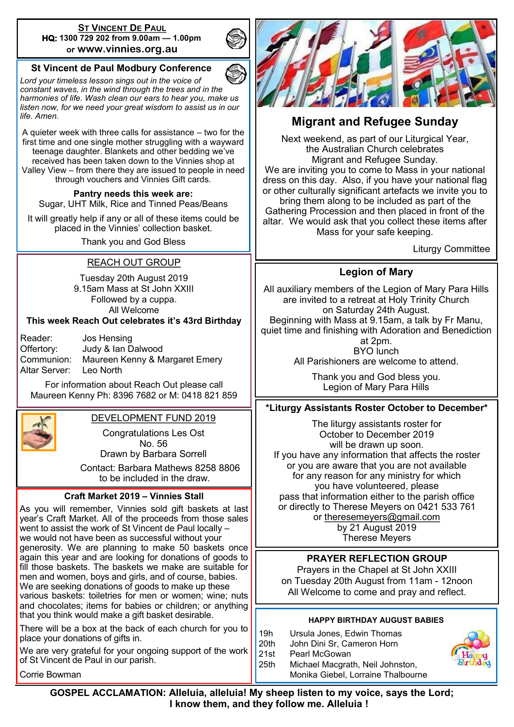## ST VINCENT DE PAUL

**HQ: 1300 729 202 from 9.00am — 1.00pm**
**or www.vinnies.org.au**

### St Vincent de Paul Modbury Conference

*Lord your timeless lesson sings out in the voice of constant waves, in the wind through the trees and in the harmonies of life. Wash clean our ears to hear you, make us listen now, for we need your great wisdom to assist us in our life. Amen.*

A quieter week with three calls for assistance – two for the first time and one single mother struggling with a wayward teenage daughter. Blankets and other bedding we've received has been taken down to the Vinnies shop at Valley View – from there they are issued to people in need through vouchers and Vinnies Gift cards.

**Pantry needs this week are:**
Sugar, UHT Milk, Rice and Tinned Peas/Beans

It will greatly help if any or all of these items could be placed in the Vinnies' collection basket.

Thank you and God Bless

### REACH OUT GROUP

Tuesday 20th August 2019
9.15am Mass at St John XXIII
Followed by a cuppa.
All Welcome

**This week Reach Out celebrates it's 43rd Birthday**

Reader: Jos Hensing
Offertory: Judy & Ian Dalwood
Communion: Maureen Kenny & Margaret Emery
Altar Server: Leo North

For information about Reach Out please call Maureen Kenny Ph: 8396 7682 or M: 0418 821 859

### DEVELOPMENT FUND 2019

Congratulations Les Ost
No. 56
Drawn by Barbara Sorrell

Contact: Barbara Mathews 8258 8806 to be included in the draw.

### Craft Market 2019 – Vinnies Stall

As you will remember, Vinnies sold gift baskets at last year's Craft Market. All of the proceeds from those sales went to assist the work of St Vincent de Paul locally – we would not have been as successful without your generosity. We are planning to make 50 baskets once again this year and are looking for donations of goods to fill those baskets. The baskets we make are suitable for men and women, boys and girls, and of course, babies. We are seeking donations of goods to make up these various baskets: toiletries for men or women; wine; nuts and chocolates; items for babies or children; or anything that you think would make a gift basket desirable.

There will be a box at the back of each church for you to place your donations of gifts in.

We are very grateful for your ongoing support of the work of St Vincent de Paul in our parish.

Corrie Bowman

## Migrant and Refugee Sunday

Next weekend, as part of our Liturgical Year, the Australian Church celebrates Migrant and Refugee Sunday.
We are inviting you to come to Mass in your national dress on this day. Also, if you have your national flag or other culturally significant artefacts we invite you to bring them along to be included as part of the Gathering Procession and then placed in front of the altar. We would ask that you collect these items after Mass for your safe keeping.

Liturgy Committee

### Legion of Mary

All auxiliary members of the Legion of Mary Para Hills are invited to a retreat at Holy Trinity Church on Saturday 24th August.
Beginning with Mass at 9.15am, a talk by Fr Manu, quiet time and finishing with Adoration and Benediction at 2pm.
BYO lunch
All Parishioners are welcome to attend.

Thank you and God bless you.
Legion of Mary Para Hills

### *Liturgy Assistants Roster October to December*

The liturgy assistants roster for October to December 2019 will be drawn up soon.
If you have any information that affects the roster or you are aware that you are not available for any reason for any ministry for which you have volunteered, please pass that information either to the parish office or directly to Therese Meyers on 0421 533 761 or theresemeyers@gmail.com by 21 August 2019
Therese Meyers

### PRAYER REFLECTION GROUP

Prayers in the Chapel at St John XXIII on Tuesday 20th August from 11am - 12noon
All Welcome to come and pray and reflect.

### HAPPY BIRTHDAY AUGUST BABIES

19th Ursula Jones, Edwin Thomas
20th John Dini Sr, Cameron Horn
21st Pearl McGowan
25th Michael Macgrath, Neil Johnston, Monika Giebel, Lorraine Thalbourne

**GOSPEL ACCLAMATION: Alleluia, alleluia! My sheep listen to my voice, says the Lord; I know them, and they follow me. Alleluia !**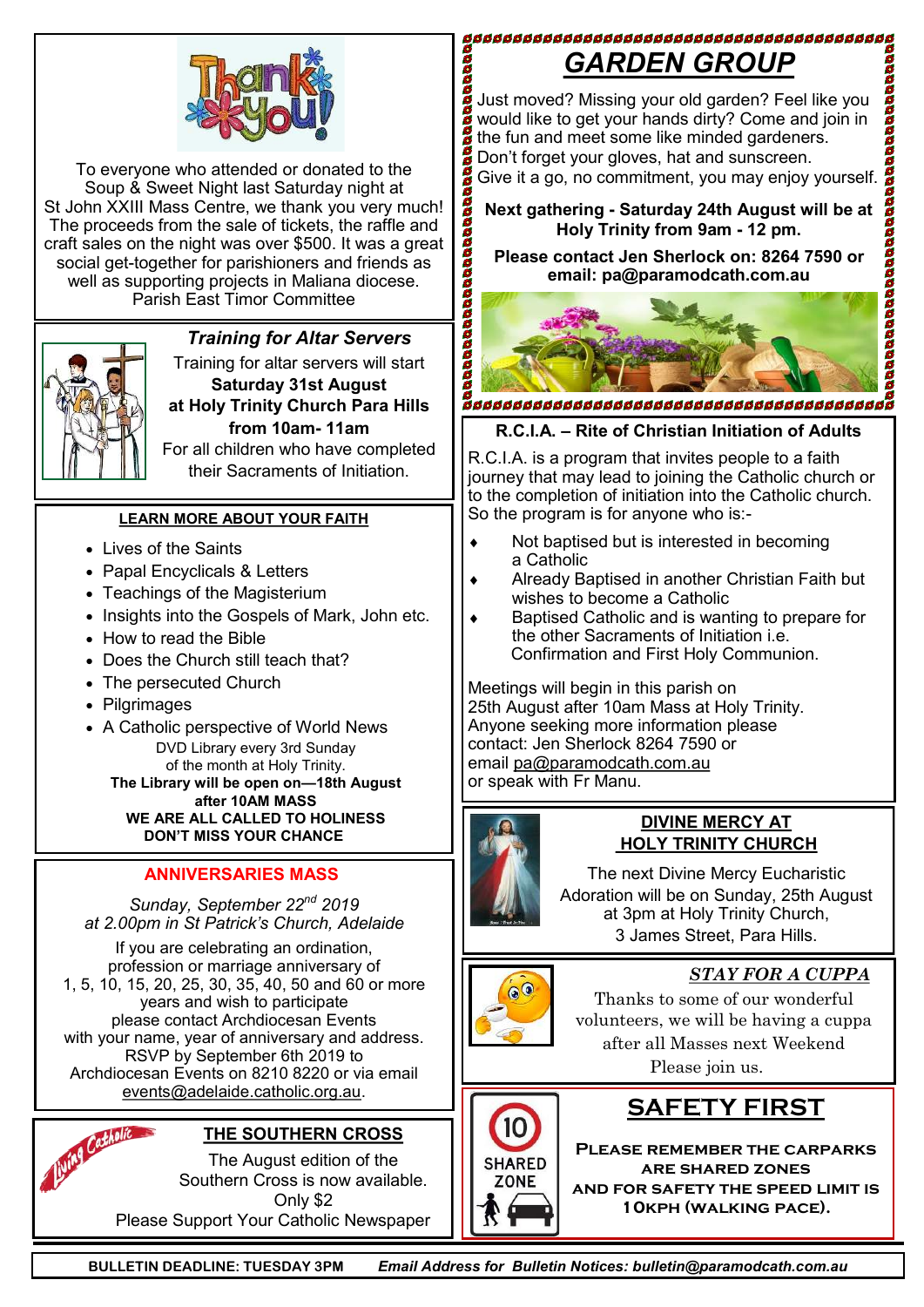To everyone who attended or donated to the Soup & Sweet Night last Saturday night at St John XXIII Mass Centre, we thank you very much! The proceeds from the sale of tickets, the raffle and craft sales on the night was over $500. It was a great social get-together for parishioners and friends as well as supporting projects in Maliana diocese.
Parish East Timor Committee

### *Training for Altar Servers*

Training for altar servers will start
**Saturday 31st August**
**at Holy Trinity Church Para Hills**
**from 10am- 11am**
For all children who have completed their Sacraments of Initiation.

### LEARN MORE ABOUT YOUR FAITH

- Lives of the Saints
- Papal Encyclicals & Letters
- Teachings of the Magisterium
- Insights into the Gospels of Mark, John etc.
- How to read the Bible
- Does the Church still teach that?
- The persecuted Church
- Pilgrimages
- A Catholic perspective of World News

DVD Library every 3rd Sunday of the month at Holy Trinity.
**The Library will be open on—18th August after 10AM MASS**
**WE ARE ALL CALLED TO HOLINESS**
**DON'T MISS YOUR CHANCE**

### ANNIVERSARIES MASS

*Sunday, September 22nd 2019*
*at 2.00pm in St Patrick's Church, Adelaide*

If you are celebrating an ordination, profession or marriage anniversary of 1, 5, 10, 15, 20, 25, 30, 35, 40, 50 and 60 or more years and wish to participate please contact Archdiocesan Events with your name, year of anniversary and address. RSVP by September 6th 2019 to Archdiocesan Events on 8210 8220 or via email events@adelaide.catholic.org.au.

### THE SOUTHERN CROSS

The August edition of the Southern Cross is now available.
Only $2
Please Support Your Catholic Newspaper

## *GARDEN GROUP*

Just moved? Missing your old garden? Feel like you would like to get your hands dirty? Come and join in the fun and meet some like minded gardeners. Don't forget your gloves, hat and sunscreen. Give it a go, no commitment, you may enjoy yourself.

**Next gathering - Saturday 24th August will be at Holy Trinity from 9am - 12 pm.**

**Please contact Jen Sherlock on: 8264 7590 or email: pa@paramodcath.com.au**

### R.C.I.A. – Rite of Christian Initiation of Adults

R.C.I.A. is a program that invites people to a faith journey that may lead to joining the Catholic church or to the completion of initiation into the Catholic church. So the program is for anyone who is:-

- Not baptised but is interested in becoming a Catholic
- Already Baptised in another Christian Faith but wishes to become a Catholic
- Baptised Catholic and is wanting to prepare for the other Sacraments of Initiation i.e. Confirmation and First Holy Communion.

Meetings will begin in this parish on 25th August after 10am Mass at Holy Trinity. Anyone seeking more information please contact: Jen Sherlock 8264 7590 or email pa@paramodcath.com.au or speak with Fr Manu.

### DIVINE MERCY AT HOLY TRINITY CHURCH

The next Divine Mercy Eucharistic Adoration will be on Sunday, 25th August at 3pm at Holy Trinity Church, 3 James Street, Para Hills.

### *STAY FOR A CUPPA*

Thanks to some of our wonderful volunteers, we will be having a cuppa after all Masses next Weekend
Please join us.

## SAFETY FIRST

**PLEASE REMEMBER THE CARPARKS ARE SHARED ZONES AND FOR SAFETY THE SPEED LIMIT IS 10KPH (WALKING PACE).**

**BULLETIN DEADLINE: TUESDAY 3PM** ***Email Address for Bulletin Notices: bulletin@paramodcath.com.au***